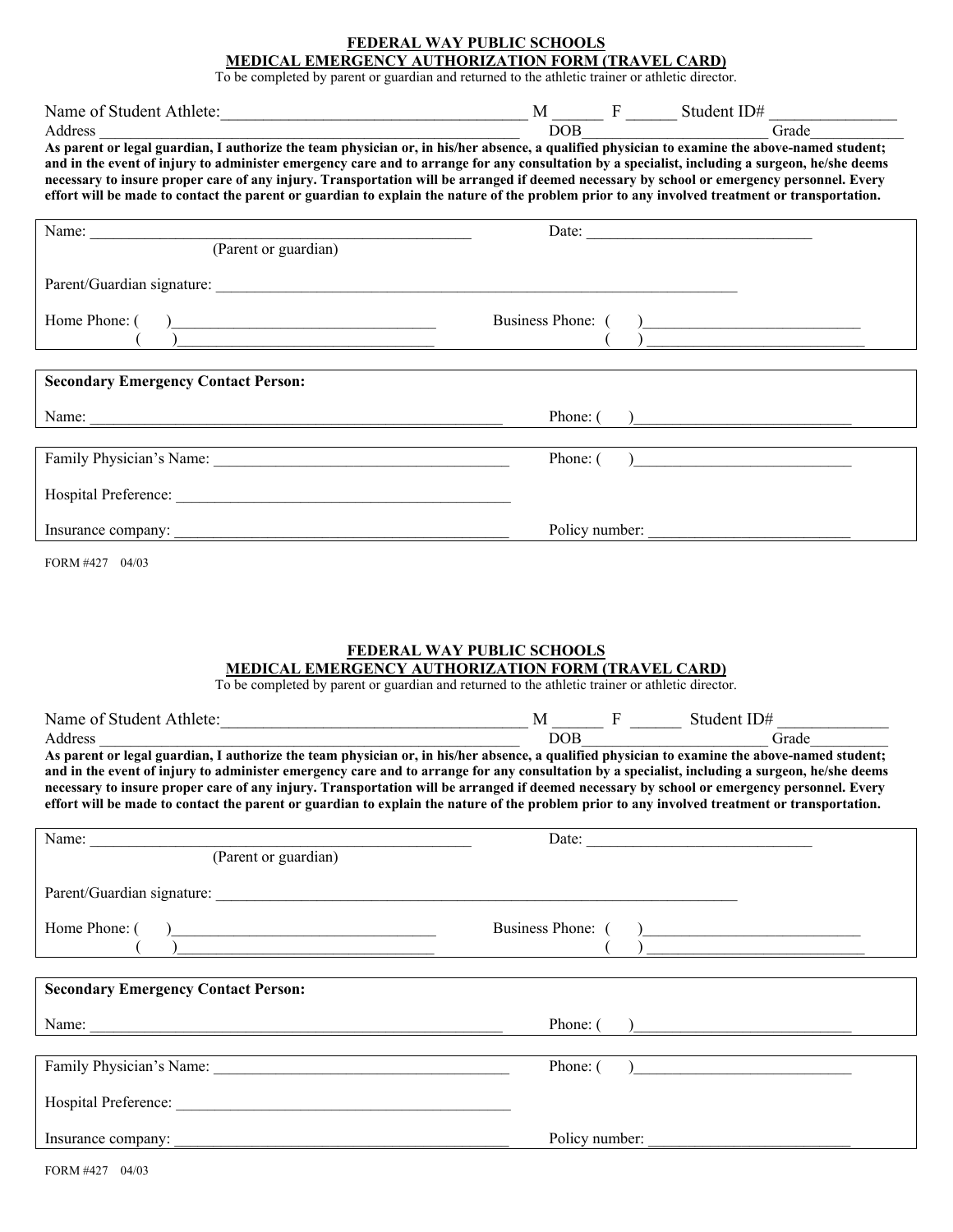**FEDERAL WAY PUBLIC SCHOOLS**

**MEDICAL EMERGENCY AUTHORIZATION FORM (TRAVEL CARD)**

To be completed by parent or guardian and returned to the athletic trainer or athletic director.

Name of Student Athlete:____________________________________ M ______ F ______ Student ID# _______________

Address ______________________________________________ DOB______________________ Grade___________

**As parent or legal guardian, I authorize the team physician or, in his/her absence, a qualified physician to examine the above-named student; and in the event of injury to administer emergency care and to arrange for any consultation by a specialist, including a surgeon, he/she deems necessary to insure proper care of any injury. Transportation will be arranged if deemed necessary by school or emergency personnel. Every effort will be made to contact the parent or guardian to explain the nature of the problem prior to any involved treatment or transportation.**

Name: _______________________________________________ Date: _____________________________
(Parent or guardian)

Parent/Guardian signature: ______________________________________________________________________

Home Phone: (      )________________________________ Business Phone: (      )___________________________
(      )________________________________ (      )___________________________

**Secondary Emergency Contact Person:**

Name: ______________________________________________________ Phone: (      )___________________________

Family Physician's Name: ______________________________________ Phone: (      )___________________________

Hospital Preference: ____________________________________________

Insurance company: ____________________________________________ Policy number: _________________________

FORM #427 04/03

**FEDERAL WAY PUBLIC SCHOOLS**

**MEDICAL EMERGENCY AUTHORIZATION FORM (TRAVEL CARD)**

To be completed by parent or guardian and returned to the athletic trainer or athletic director.

Name of Student Athlete:____________________________________ M ______ F ______ Student ID# _____________

Address ______________________________________________ DOB______________________ Grade_________

**As parent or legal guardian, I authorize the team physician or, in his/her absence, a qualified physician to examine the above-named student; and in the event of injury to administer emergency care and to arrange for any consultation by a specialist, including a surgeon, he/she deems necessary to insure proper care of any injury. Transportation will be arranged if deemed necessary by school or emergency personnel. Every effort will be made to contact the parent or guardian to explain the nature of the problem prior to any involved treatment or transportation.**

Name: _______________________________________________ Date: _____________________________
(Parent or guardian)

Parent/Guardian signature: ______________________________________________________________________

Home Phone: (      )________________________________ Business Phone: (      )___________________________
(      )________________________________ (      )___________________________

**Secondary Emergency Contact Person:**

Name: ______________________________________________________ Phone: (      )___________________________

Family Physician's Name: ______________________________________ Phone: (      )___________________________

Hospital Preference: ____________________________________________

Insurance company: ____________________________________________ Policy number: _________________________

FORM #427 04/03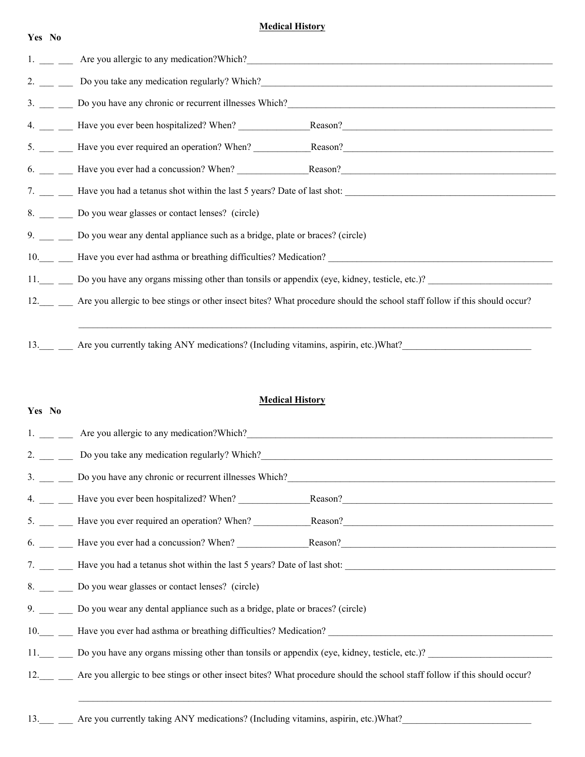**Medical History**

**Yes No**

1. \_\_\_ \_\_\_ Are you allergic to any medication?Which?\_\_\_\_\_\_\_\_\_\_\_\_\_\_\_\_\_\_\_\_\_\_\_\_\_\_\_\_\_\_\_\_\_\_\_\_\_\_\_\_\_\_\_\_\_\_\_\_\_\_\_\_\_\_\_\_\_\_\_\_\_\_\_\_

2. \_\_\_ \_\_\_ Do you take any medication regularly? Which?\_\_\_\_\_\_\_\_\_\_\_\_\_\_\_\_\_\_\_\_\_\_\_\_\_\_\_\_\_\_\_\_\_\_\_\_\_\_\_\_\_\_\_\_\_\_\_\_\_\_\_\_\_\_\_\_\_\_\_

3. \_\_\_ \_\_\_ Do you have any chronic or recurrent illnesses Which?\_\_\_\_\_\_\_\_\_\_\_\_\_\_\_\_\_\_\_\_\_\_\_\_\_\_\_\_\_\_\_\_\_\_\_\_\_\_\_\_\_\_\_\_\_\_\_\_\_\_\_\_\_\_\_

4. \_\_\_ \_\_\_ Have you ever been hospitalized? When? \_\_\_\_\_\_\_\_\_\_\_\_\_\_\_Reason?\_\_\_\_\_\_\_\_\_\_\_\_\_\_\_\_\_\_\_\_\_\_\_\_\_\_\_\_\_\_\_\_\_\_\_\_\_\_\_\_\_\_\_\_\_

5. \_\_\_ \_\_\_ Have you ever required an operation? When? \_\_\_\_\_\_\_\_\_\_\_\_Reason?\_\_\_\_\_\_\_\_\_\_\_\_\_\_\_\_\_\_\_\_\_\_\_\_\_\_\_\_\_\_\_\_\_\_\_\_\_\_\_\_\_\_\_\_\_

6. \_\_\_ \_\_\_ Have you ever had a concussion? When? \_\_\_\_\_\_\_\_\_\_\_\_\_\_\_Reason?\_\_\_\_\_\_\_\_\_\_\_\_\_\_\_\_\_\_\_\_\_\_\_\_\_\_\_\_\_\_\_\_\_\_\_\_\_\_\_\_\_\_\_\_\_\_\_

7. \_\_\_ \_\_\_ Have you had a tetanus shot within the last 5 years? Date of last shot: \_\_\_\_\_\_\_\_\_\_\_\_\_\_\_\_\_\_\_\_\_\_\_\_\_\_\_\_\_\_\_\_\_\_\_\_\_\_\_\_\_\_\_\_

8. \_\_\_ \_\_\_ Do you wear glasses or contact lenses? (circle)

9. \_\_\_ \_\_\_ Do you wear any dental appliance such as a bridge, plate or braces? (circle)

10. \_\_\_ \_\_\_ Have you ever had asthma or breathing difficulties? Medication? \_\_\_\_\_\_\_\_\_\_\_\_\_\_\_\_\_\_\_\_\_\_\_\_\_\_\_\_\_\_\_\_\_\_\_\_\_\_\_\_\_\_\_\_\_\_\_\_

11. \_\_\_ \_\_\_ Do you have any organs missing other than tonsils or appendix (eye, kidney, testicle, etc.)? \_\_\_\_\_\_\_\_\_\_\_\_\_\_\_\_\_\_\_\_\_\_\_\_\_\_

12. \_\_\_ \_\_\_ Are you allergic to bee stings or other insect bites? What procedure should the school staff follow if this should occur?

\_\_\_\_\_\_\_\_\_\_\_\_\_\_\_\_\_\_\_\_\_\_\_\_\_\_\_\_\_\_\_\_\_\_\_\_\_\_\_\_\_\_\_\_\_\_\_\_\_\_\_\_\_\_\_\_\_\_\_\_\_\_\_\_\_\_\_\_\_\_\_\_\_\_\_\_\_\_\_\_\_\_\_\_\_\_\_\_\_\_\_\_\_\_\_\_\_\_\_\_\_\_\_\_\_\_\_\_\_\_\_\_

13. \_\_\_ \_\_\_ Are you currently taking ANY medications? (Including vitamins, aspirin, etc.)What?\_\_\_\_\_\_\_\_\_\_\_\_\_\_\_\_\_\_\_\_\_\_\_\_\_\_\_

**Medical History**

**Yes No**

1. \_\_\_ \_\_\_ Are you allergic to any medication?Which?\_\_\_\_\_\_\_\_\_\_\_\_\_\_\_\_\_\_\_\_\_\_\_\_\_\_\_\_\_\_\_\_\_\_\_\_\_\_\_\_\_\_\_\_\_\_\_\_\_\_\_\_\_\_\_\_\_\_\_\_\_\_\_\_

2. \_\_\_ \_\_\_ Do you take any medication regularly? Which?\_\_\_\_\_\_\_\_\_\_\_\_\_\_\_\_\_\_\_\_\_\_\_\_\_\_\_\_\_\_\_\_\_\_\_\_\_\_\_\_\_\_\_\_\_\_\_\_\_\_\_\_\_\_\_\_\_\_\_

3. \_\_\_ \_\_\_ Do you have any chronic or recurrent illnesses Which?\_\_\_\_\_\_\_\_\_\_\_\_\_\_\_\_\_\_\_\_\_\_\_\_\_\_\_\_\_\_\_\_\_\_\_\_\_\_\_\_\_\_\_\_\_\_\_\_\_\_\_\_\_\_\_

4. \_\_\_ \_\_\_ Have you ever been hospitalized? When? \_\_\_\_\_\_\_\_\_\_\_\_\_\_\_Reason?\_\_\_\_\_\_\_\_\_\_\_\_\_\_\_\_\_\_\_\_\_\_\_\_\_\_\_\_\_\_\_\_\_\_\_\_\_\_\_\_\_\_\_\_\_

5. \_\_\_ \_\_\_ Have you ever required an operation? When? \_\_\_\_\_\_\_\_\_\_\_\_Reason?\_\_\_\_\_\_\_\_\_\_\_\_\_\_\_\_\_\_\_\_\_\_\_\_\_\_\_\_\_\_\_\_\_\_\_\_\_\_\_\_\_\_\_\_\_

6. \_\_\_ \_\_\_ Have you ever had a concussion? When? \_\_\_\_\_\_\_\_\_\_\_\_\_\_\_Reason?\_\_\_\_\_\_\_\_\_\_\_\_\_\_\_\_\_\_\_\_\_\_\_\_\_\_\_\_\_\_\_\_\_\_\_\_\_\_\_\_\_\_\_\_\_\_\_

7. \_\_\_ \_\_\_ Have you had a tetanus shot within the last 5 years? Date of last shot: \_\_\_\_\_\_\_\_\_\_\_\_\_\_\_\_\_\_\_\_\_\_\_\_\_\_\_\_\_\_\_\_\_\_\_\_\_\_\_\_\_\_\_\_

8. \_\_\_ \_\_\_ Do you wear glasses or contact lenses? (circle)

9. \_\_\_ \_\_\_ Do you wear any dental appliance such as a bridge, plate or braces? (circle)

10. \_\_\_ \_\_\_ Have you ever had asthma or breathing difficulties? Medication? \_\_\_\_\_\_\_\_\_\_\_\_\_\_\_\_\_\_\_\_\_\_\_\_\_\_\_\_\_\_\_\_\_\_\_\_\_\_\_\_\_\_\_\_\_\_\_\_

11. \_\_\_ \_\_\_ Do you have any organs missing other than tonsils or appendix (eye, kidney, testicle, etc.)? \_\_\_\_\_\_\_\_\_\_\_\_\_\_\_\_\_\_\_\_\_\_\_\_\_\_

12. \_\_\_ \_\_\_ Are you allergic to bee stings or other insect bites? What procedure should the school staff follow if this should occur?

\_\_\_\_\_\_\_\_\_\_\_\_\_\_\_\_\_\_\_\_\_\_\_\_\_\_\_\_\_\_\_\_\_\_\_\_\_\_\_\_\_\_\_\_\_\_\_\_\_\_\_\_\_\_\_\_\_\_\_\_\_\_\_\_\_\_\_\_\_\_\_\_\_\_\_\_\_\_\_\_\_\_\_\_\_\_\_\_\_\_\_\_\_\_\_\_\_\_\_\_\_\_\_\_\_\_\_\_\_\_\_\_

13. \_\_\_ \_\_\_ Are you currently taking ANY medications? (Including vitamins, aspirin, etc.)What?\_\_\_\_\_\_\_\_\_\_\_\_\_\_\_\_\_\_\_\_\_\_\_\_\_\_\_